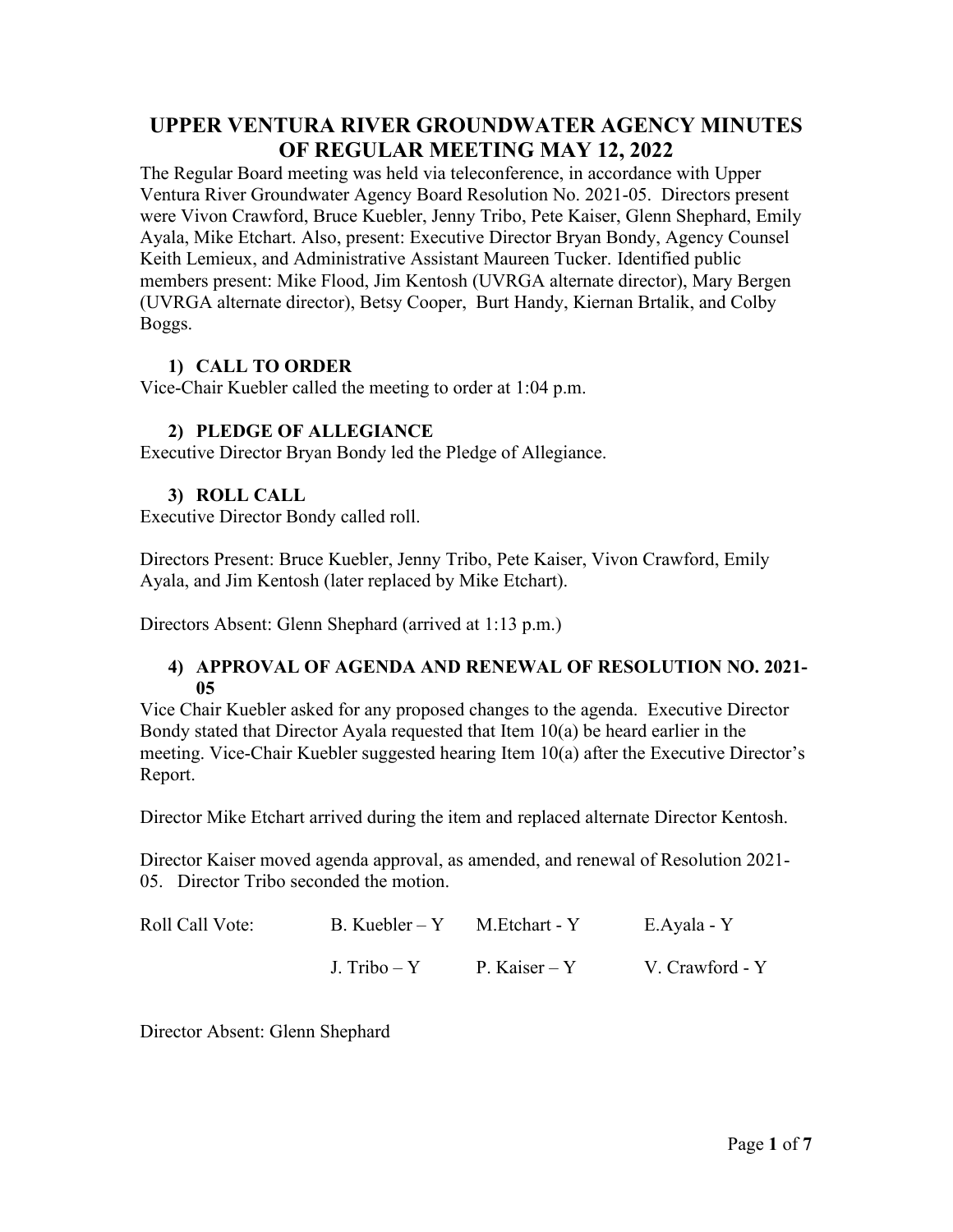# UPPER VENTURA RIVER GROUNDWATER AGENCY MINUTES OF REGULAR MEETING MAY 12, 2022

The Regular Board meeting was held via teleconference, in accordance with Upper Ventura River Groundwater Agency Board Resolution No. 2021-05. Directors present were Vivon Crawford, Bruce Kuebler, Jenny Tribo, Pete Kaiser, Glenn Shephard, Emily Ayala, Mike Etchart. Also, present: Executive Director Bryan Bondy, Agency Counsel Keith Lemieux, and Administrative Assistant Maureen Tucker. Identified public members present: Mike Flood, Jim Kentosh (UVRGA alternate director), Mary Bergen (UVRGA alternate director), Betsy Cooper, Burt Handy, Kiernan Brtalik, and Colby Boggs.

## 1) CALL TO ORDER

Vice-Chair Kuebler called the meeting to order at 1:04 p.m.

## 2) PLEDGE OF ALLEGIANCE

Executive Director Bryan Bondy led the Pledge of Allegiance.

## 3) ROLL CALL

Executive Director Bondy called roll.

Directors Present: Bruce Kuebler, Jenny Tribo, Pete Kaiser, Vivon Crawford, Emily Ayala, and Jim Kentosh (later replaced by Mike Etchart).

Directors Absent: Glenn Shephard (arrived at 1:13 p.m.)

## 4) APPROVAL OF AGENDA AND RENEWAL OF RESOLUTION NO. 2021-05

Vice Chair Kuebler asked for any proposed changes to the agenda. Executive Director Bondy stated that Director Ayala requested that Item 10(a) be heard earlier in the meeting. Vice-Chair Kuebler suggested hearing Item 10(a) after the Executive Director's Report.

Director Mike Etchart arrived during the item and replaced alternate Director Kentosh.

Director Kaiser moved agenda approval, as amended, and renewal of Resolution 2021-05. Director Tribo seconded the motion.

| Roll Call Vote: | B. Kuebler – Y | M.Etchart - Y | E.Ayala - Y |
|---|---|---|---|
| | J. Tribo – Y | P. Kaiser – Y | V. Crawford - Y |

Director Absent: Glenn Shephard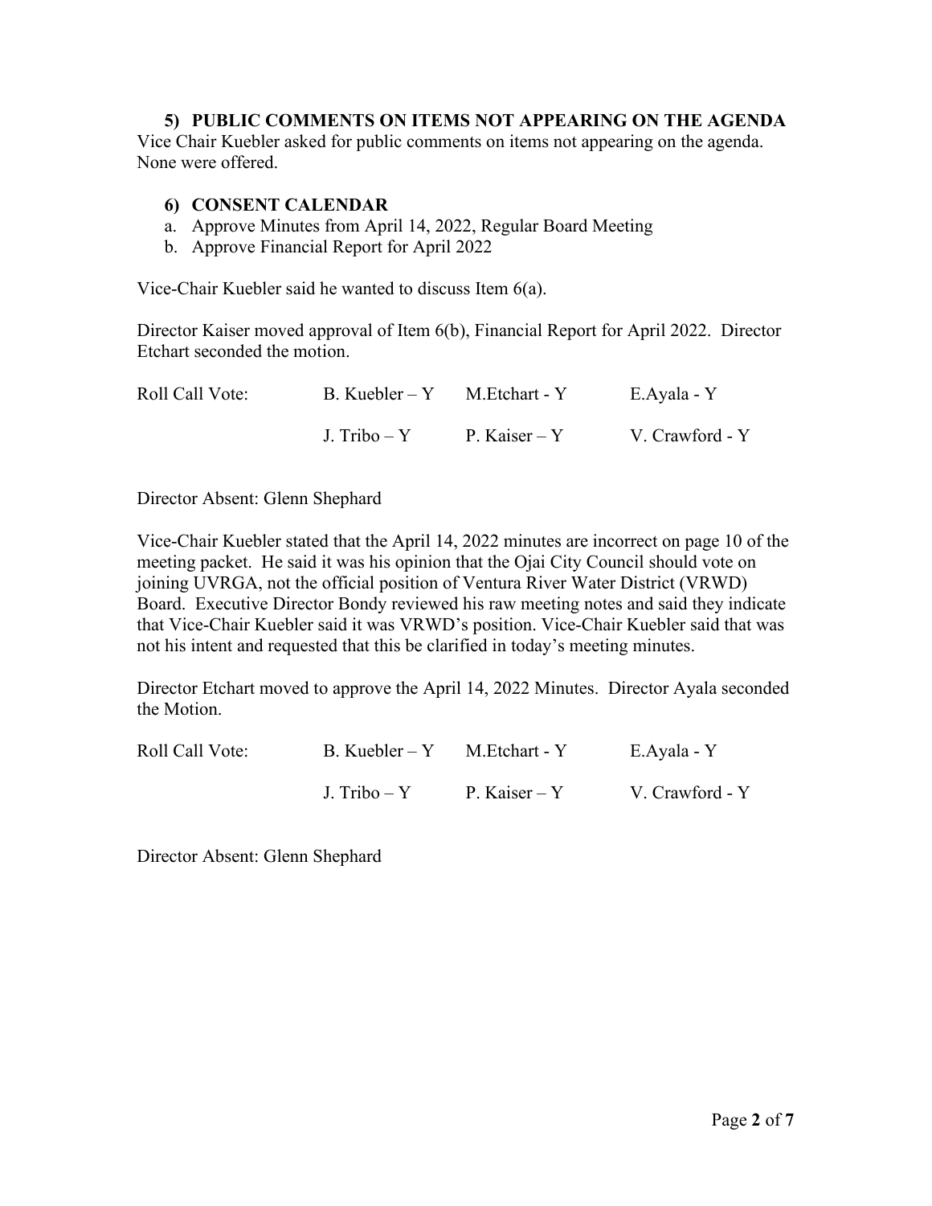### 5) PUBLIC COMMENTS ON ITEMS NOT APPEARING ON THE AGENDA

Vice Chair Kuebler asked for public comments on items not appearing on the agenda. None were offered.

### 6) CONSENT CALENDAR

a. Approve Minutes from April 14, 2022, Regular Board Meeting
b. Approve Financial Report for April 2022

Vice-Chair Kuebler said he wanted to discuss Item 6(a).

Director Kaiser moved approval of Item 6(b), Financial Report for April 2022. Director Etchart seconded the motion.

| Roll Call Vote: | B. Kuebler – Y | M.Etchart - Y | E.Ayala - Y |
|---|---|---|---|
| | J. Tribo – Y | P. Kaiser – Y | V. Crawford - Y |

Director Absent: Glenn Shephard

Vice-Chair Kuebler stated that the April 14, 2022 minutes are incorrect on page 10 of the meeting packet. He said it was his opinion that the Ojai City Council should vote on joining UVRGA, not the official position of Ventura River Water District (VRWD) Board. Executive Director Bondy reviewed his raw meeting notes and said they indicate that Vice-Chair Kuebler said it was VRWD's position. Vice-Chair Kuebler said that was not his intent and requested that this be clarified in today's meeting minutes.

Director Etchart moved to approve the April 14, 2022 Minutes. Director Ayala seconded the Motion.

| Roll Call Vote: | B. Kuebler – Y | M.Etchart - Y | E.Ayala - Y |
|---|---|---|---|
| | J. Tribo – Y | P. Kaiser – Y | V. Crawford - Y |

Director Absent: Glenn Shephard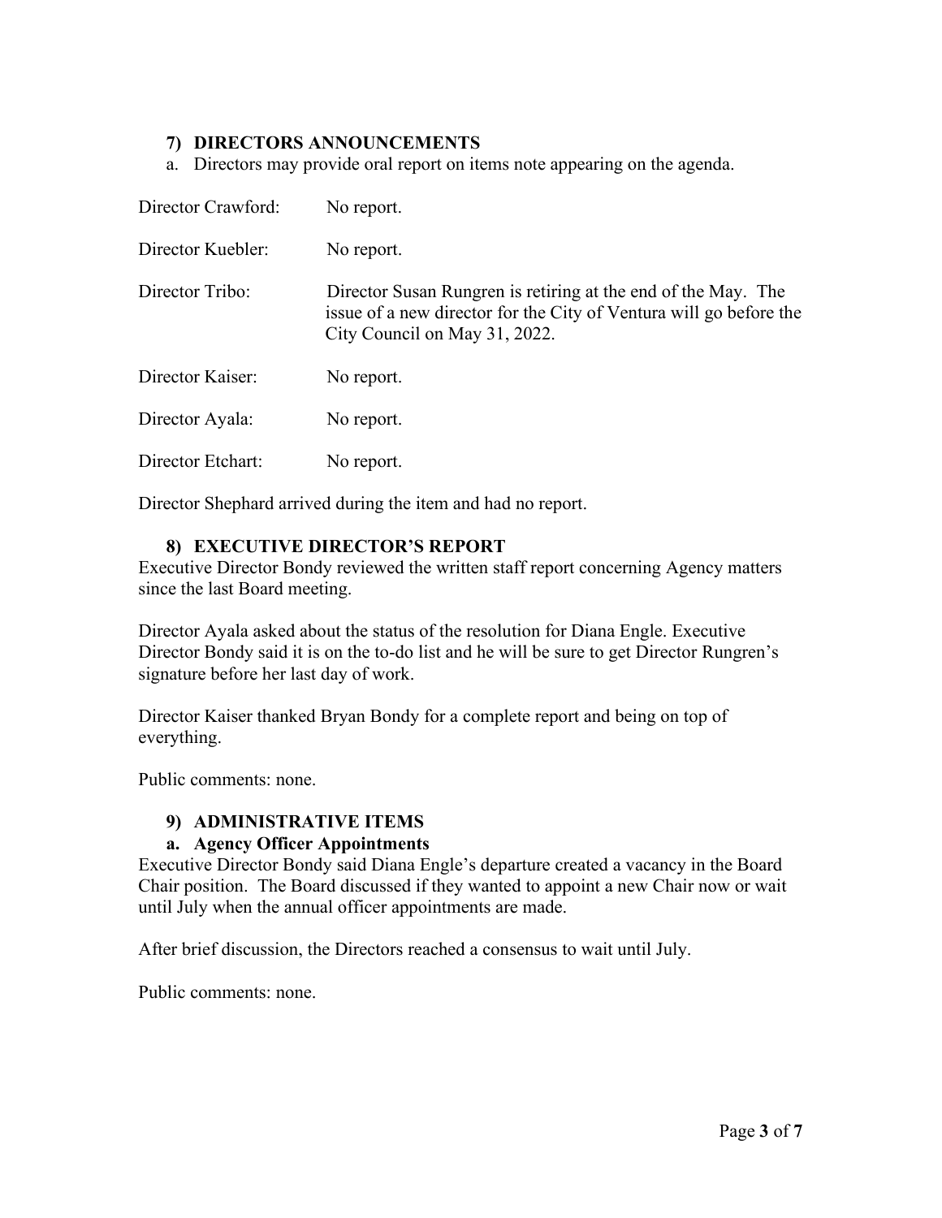### 7) DIRECTORS ANNOUNCEMENTS

a. Directors may provide oral report on items note appearing on the agenda.

Director Crawford: No report.

Director Kuebler: No report.

Director Tribo: Director Susan Rungren is retiring at the end of the May. The issue of a new director for the City of Ventura will go before the City Council on May 31, 2022.

Director Kaiser: No report.

Director Ayala: No report.

Director Etchart: No report.

Director Shephard arrived during the item and had no report.

### 8) EXECUTIVE DIRECTOR'S REPORT

Executive Director Bondy reviewed the written staff report concerning Agency matters since the last Board meeting.

Director Ayala asked about the status of the resolution for Diana Engle. Executive Director Bondy said it is on the to-do list and he will be sure to get Director Rungren's signature before her last day of work.

Director Kaiser thanked Bryan Bondy for a complete report and being on top of everything.

Public comments: none.

### 9) ADMINISTRATIVE ITEMS

#### a. Agency Officer Appointments

Executive Director Bondy said Diana Engle's departure created a vacancy in the Board Chair position. The Board discussed if they wanted to appoint a new Chair now or wait until July when the annual officer appointments are made.

After brief discussion, the Directors reached a consensus to wait until July.

Public comments: none.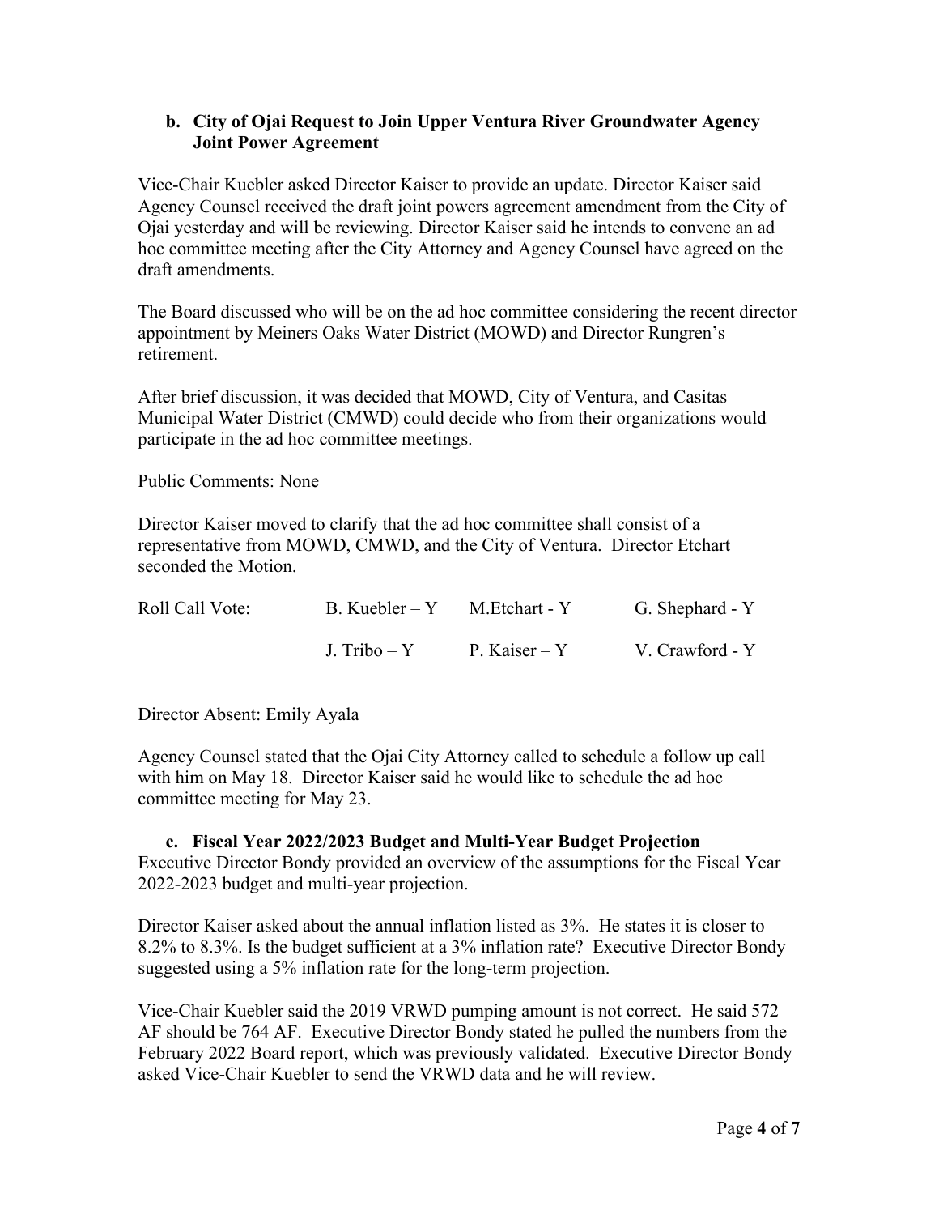**b. City of Ojai Request to Join Upper Ventura River Groundwater Agency Joint Power Agreement**

Vice-Chair Kuebler asked Director Kaiser to provide an update. Director Kaiser said Agency Counsel received the draft joint powers agreement amendment from the City of Ojai yesterday and will be reviewing. Director Kaiser said he intends to convene an ad hoc committee meeting after the City Attorney and Agency Counsel have agreed on the draft amendments.

The Board discussed who will be on the ad hoc committee considering the recent director appointment by Meiners Oaks Water District (MOWD) and Director Rungren's retirement.

After brief discussion, it was decided that MOWD, City of Ventura, and Casitas Municipal Water District (CMWD) could decide who from their organizations would participate in the ad hoc committee meetings.

Public Comments: None

Director Kaiser moved to clarify that the ad hoc committee shall consist of a representative from MOWD, CMWD, and the City of Ventura. Director Etchart seconded the Motion.

| Roll Call Vote: | B. Kuebler – Y | M.Etchart - Y | G. Shephard - Y |
|---|---|---|---|
| | J. Tribo – Y | P. Kaiser – Y | V. Crawford - Y |

Director Absent: Emily Ayala

Agency Counsel stated that the Ojai City Attorney called to schedule a follow up call with him on May 18. Director Kaiser said he would like to schedule the ad hoc committee meeting for May 23.

**c. Fiscal Year 2022/2023 Budget and Multi-Year Budget Projection**

Executive Director Bondy provided an overview of the assumptions for the Fiscal Year 2022-2023 budget and multi-year projection.

Director Kaiser asked about the annual inflation listed as 3%. He states it is closer to 8.2% to 8.3%. Is the budget sufficient at a 3% inflation rate? Executive Director Bondy suggested using a 5% inflation rate for the long-term projection.

Vice-Chair Kuebler said the 2019 VRWD pumping amount is not correct. He said 572 AF should be 764 AF. Executive Director Bondy stated he pulled the numbers from the February 2022 Board report, which was previously validated. Executive Director Bondy asked Vice-Chair Kuebler to send the VRWD data and he will review.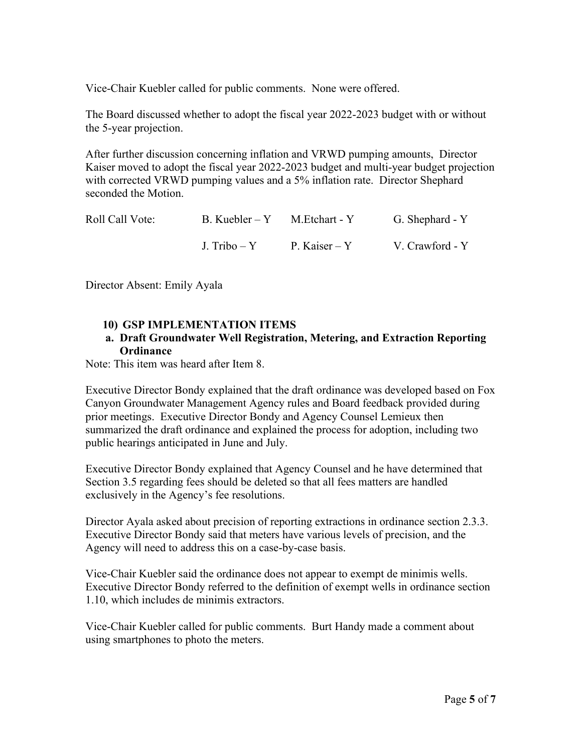Vice-Chair Kuebler called for public comments. None were offered.

The Board discussed whether to adopt the fiscal year 2022-2023 budget with or without the 5-year projection.

After further discussion concerning inflation and VRWD pumping amounts, Director Kaiser moved to adopt the fiscal year 2022-2023 budget and multi-year budget projection with corrected VRWD pumping values and a 5% inflation rate. Director Shephard seconded the Motion.

| Roll Call Vote: | B. Kuebler – Y | M.Etchart - Y | G. Shephard - Y |
|---|---|---|---|
| | J. Tribo – Y | P. Kaiser – Y | V. Crawford - Y |

Director Absent: Emily Ayala

## 10) GSP IMPLEMENTATION ITEMS

### a. Draft Groundwater Well Registration, Metering, and Extraction Reporting Ordinance

Note: This item was heard after Item 8.

Executive Director Bondy explained that the draft ordinance was developed based on Fox Canyon Groundwater Management Agency rules and Board feedback provided during prior meetings. Executive Director Bondy and Agency Counsel Lemieux then summarized the draft ordinance and explained the process for adoption, including two public hearings anticipated in June and July.

Executive Director Bondy explained that Agency Counsel and he have determined that Section 3.5 regarding fees should be deleted so that all fees matters are handled exclusively in the Agency's fee resolutions.

Director Ayala asked about precision of reporting extractions in ordinance section 2.3.3. Executive Director Bondy said that meters have various levels of precision, and the Agency will need to address this on a case-by-case basis.

Vice-Chair Kuebler said the ordinance does not appear to exempt de minimis wells. Executive Director Bondy referred to the definition of exempt wells in ordinance section 1.10, which includes de minimis extractors.

Vice-Chair Kuebler called for public comments. Burt Handy made a comment about using smartphones to photo the meters.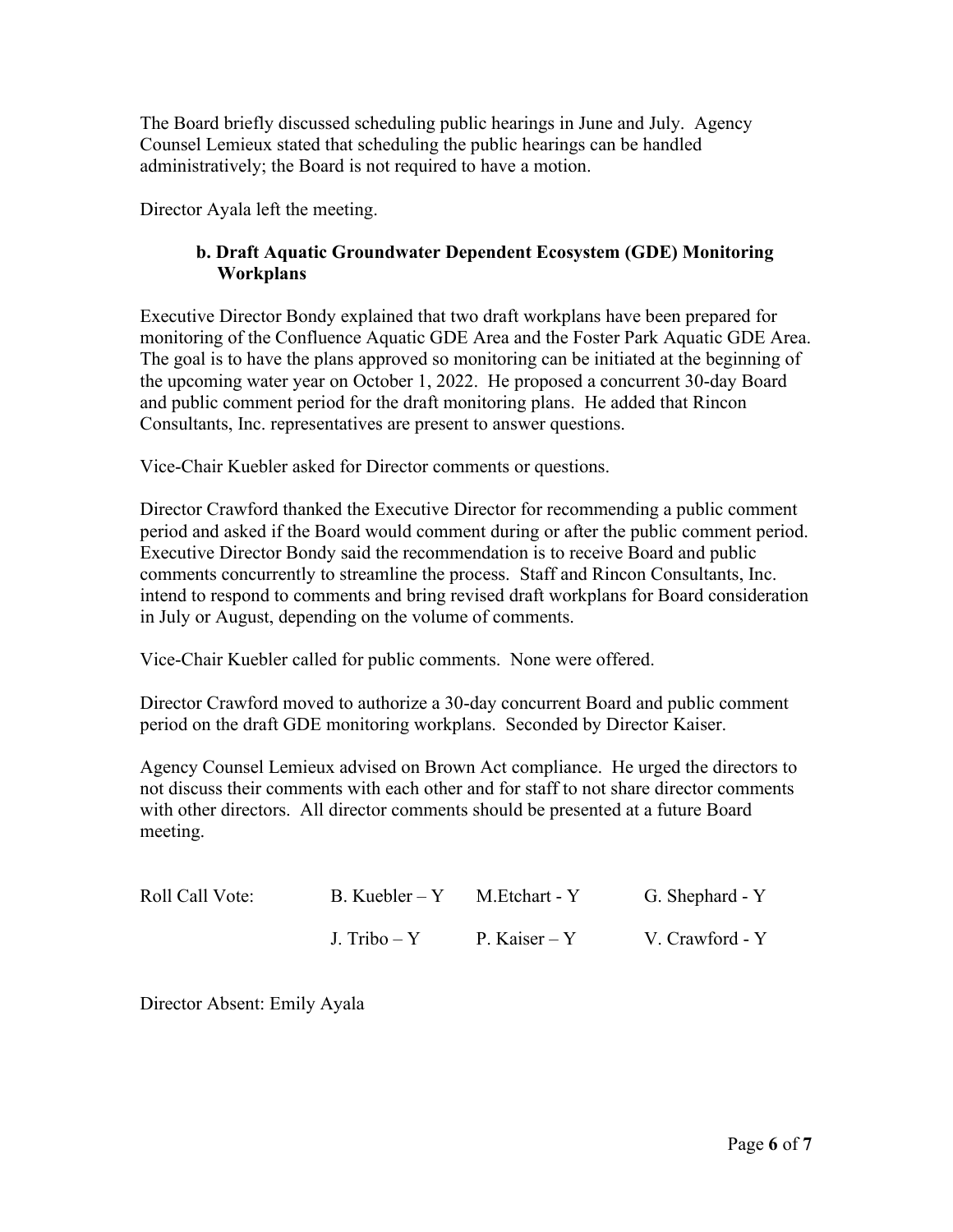The Board briefly discussed scheduling public hearings in June and July. Agency Counsel Lemieux stated that scheduling the public hearings can be handled administratively; the Board is not required to have a motion.

Director Ayala left the meeting.

**b. Draft Aquatic Groundwater Dependent Ecosystem (GDE) Monitoring Workplans**

Executive Director Bondy explained that two draft workplans have been prepared for monitoring of the Confluence Aquatic GDE Area and the Foster Park Aquatic GDE Area. The goal is to have the plans approved so monitoring can be initiated at the beginning of the upcoming water year on October 1, 2022. He proposed a concurrent 30-day Board and public comment period for the draft monitoring plans. He added that Rincon Consultants, Inc. representatives are present to answer questions.

Vice-Chair Kuebler asked for Director comments or questions.

Director Crawford thanked the Executive Director for recommending a public comment period and asked if the Board would comment during or after the public comment period. Executive Director Bondy said the recommendation is to receive Board and public comments concurrently to streamline the process. Staff and Rincon Consultants, Inc. intend to respond to comments and bring revised draft workplans for Board consideration in July or August, depending on the volume of comments.

Vice-Chair Kuebler called for public comments. None were offered.

Director Crawford moved to authorize a 30-day concurrent Board and public comment period on the draft GDE monitoring workplans. Seconded by Director Kaiser.

Agency Counsel Lemieux advised on Brown Act compliance. He urged the directors to not discuss their comments with each other and for staff to not share director comments with other directors. All director comments should be presented at a future Board meeting.

| Roll Call Vote: | B. Kuebler – Y | M.Etchart - Y | G. Shephard - Y |
|---|---|---|---|
| | J. Tribo – Y | P. Kaiser – Y | V. Crawford - Y |

Director Absent: Emily Ayala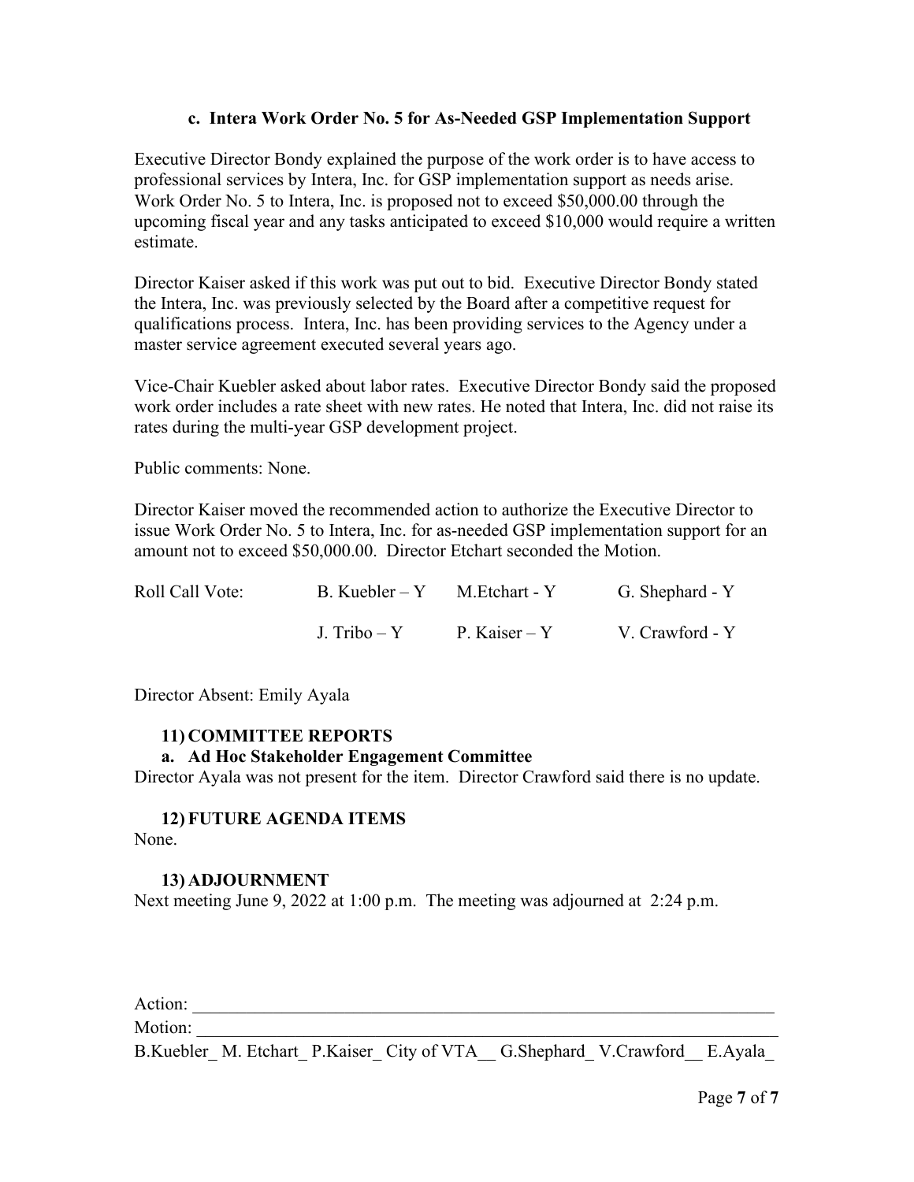### c. Intera Work Order No. 5 for As-Needed GSP Implementation Support

Executive Director Bondy explained the purpose of the work order is to have access to professional services by Intera, Inc. for GSP implementation support as needs arise. Work Order No. 5 to Intera, Inc. is proposed not to exceed $50,000.00 through the upcoming fiscal year and any tasks anticipated to exceed $10,000 would require a written estimate.

Director Kaiser asked if this work was put out to bid. Executive Director Bondy stated the Intera, Inc. was previously selected by the Board after a competitive request for qualifications process. Intera, Inc. has been providing services to the Agency under a master service agreement executed several years ago.

Vice-Chair Kuebler asked about labor rates. Executive Director Bondy said the proposed work order includes a rate sheet with new rates. He noted that Intera, Inc. did not raise its rates during the multi-year GSP development project.

Public comments: None.

Director Kaiser moved the recommended action to authorize the Executive Director to issue Work Order No. 5 to Intera, Inc. for as-needed GSP implementation support for an amount not to exceed $50,000.00. Director Etchart seconded the Motion.

| | | | |
|---|---|---|---|
| Roll Call Vote: | B. Kuebler – Y | M.Etchart - Y | G. Shephard - Y |
| | J. Tribo – Y | P. Kaiser – Y | V. Crawford - Y |

Director Absent: Emily Ayala

## 11) COMMITTEE REPORTS

### a. Ad Hoc Stakeholder Engagement Committee

Director Ayala was not present for the item. Director Crawford said there is no update.

## 12) FUTURE AGENDA ITEMS

None.

## 13) ADJOURNMENT

Next meeting June 9, 2022 at 1:00 p.m. The meeting was adjourned at 2:24 p.m.

Action: ____________________________________________________________________

Motion: ____________________________________________________________________

B.Kuebler_ M. Etchart_ P.Kaiser_ City of VTA__ G.Shephard_ V.Crawford__ E.Ayala_